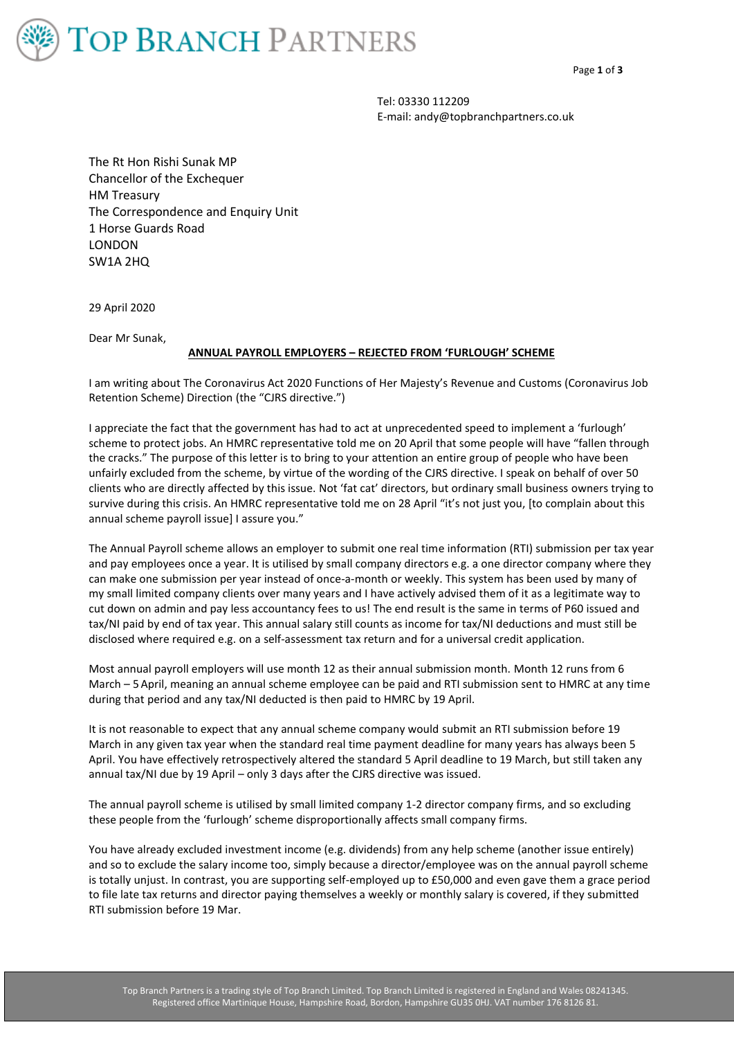# TOP BRANCH PARTNERS

Tel: 03330 112209
E-mail: andy@topbranchpartners.co.uk

The Rt Hon Rishi Sunak MP
Chancellor of the Exchequer
HM Treasury
The Correspondence and Enquiry Unit
1 Horse Guards Road
LONDON
SW1A 2HQ

29 April 2020

Dear Mr Sunak,

**ANNUAL PAYROLL EMPLOYERS – REJECTED FROM 'FURLOUGH' SCHEME**

I am writing about The Coronavirus Act 2020 Functions of Her Majesty's Revenue and Customs (Coronavirus Job Retention Scheme) Direction (the "CJRS directive.")

I appreciate the fact that the government has had to act at unprecedented speed to implement a 'furlough' scheme to protect jobs. An HMRC representative told me on 20 April that some people will have "fallen through the cracks." The purpose of this letter is to bring to your attention an entire group of people who have been unfairly excluded from the scheme, by virtue of the wording of the CJRS directive. I speak on behalf of over 50 clients who are directly affected by this issue. Not 'fat cat' directors, but ordinary small business owners trying to survive during this crisis. An HMRC representative told me on 28 April "it's not just you, [to complain about this annual scheme payroll issue] I assure you."

The Annual Payroll scheme allows an employer to submit one real time information (RTI) submission per tax year and pay employees once a year. It is utilised by small company directors e.g. a one director company where they can make one submission per year instead of once-a-month or weekly. This system has been used by many of my small limited company clients over many years and I have actively advised them of it as a legitimate way to cut down on admin and pay less accountancy fees to us! The end result is the same in terms of P60 issued and tax/NI paid by end of tax year. This annual salary still counts as income for tax/NI deductions and must still be disclosed where required e.g. on a self-assessment tax return and for a universal credit application.

Most annual payroll employers will use month 12 as their annual submission month. Month 12 runs from 6 March – 5 April, meaning an annual scheme employee can be paid and RTI submission sent to HMRC at any time during that period and any tax/NI deducted is then paid to HMRC by 19 April.

It is not reasonable to expect that any annual scheme company would submit an RTI submission before 19 March in any given tax year when the standard real time payment deadline for many years has always been 5 April. You have effectively retrospectively altered the standard 5 April deadline to 19 March, but still taken any annual tax/NI due by 19 April – only 3 days after the CJRS directive was issued.

The annual payroll scheme is utilised by small limited company 1-2 director company firms, and so excluding these people from the 'furlough' scheme disproportionally affects small company firms.

You have already excluded investment income (e.g. dividends) from any help scheme (another issue entirely) and so to exclude the salary income too, simply because a director/employee was on the annual payroll scheme is totally unjust. In contrast, you are supporting self-employed up to £50,000 and even gave them a grace period to file late tax returns and director paying themselves a weekly or monthly salary is covered, if they submitted RTI submission before 19 Mar.

Top Branch Partners is a trading style of Top Branch Limited. Top Branch Limited is registered in England and Wales 08241345. Registered office Martinique House, Hampshire Road, Bordon, Hampshire GU35 0HJ. VAT number 176 8126 81.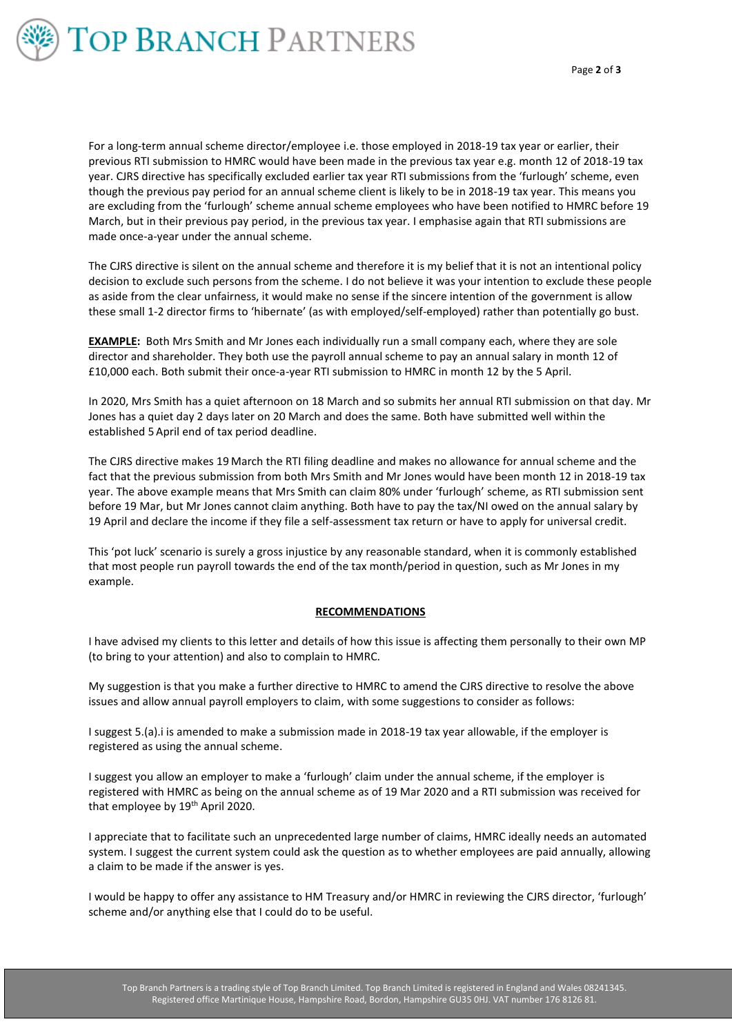For a long-term annual scheme director/employee i.e. those employed in 2018-19 tax year or earlier, their previous RTI submission to HMRC would have been made in the previous tax year e.g. month 12 of 2018-19 tax year. CJRS directive has specifically excluded earlier tax year RTI submissions from the 'furlough' scheme, even though the previous pay period for an annual scheme client is likely to be in 2018-19 tax year. This means you are excluding from the 'furlough' scheme annual scheme employees who have been notified to HMRC before 19 March, but in their previous pay period, in the previous tax year. I emphasise again that RTI submissions are made once-a-year under the annual scheme.

The CJRS directive is silent on the annual scheme and therefore it is my belief that it is not an intentional policy decision to exclude such persons from the scheme. I do not believe it was your intention to exclude these people as aside from the clear unfairness, it would make no sense if the sincere intention of the government is allow these small 1-2 director firms to 'hibernate' (as with employed/self-employed) rather than potentially go bust.

**<u>EXAMPLE</u>:** Both Mrs Smith and Mr Jones each individually run a small company each, where they are sole director and shareholder. They both use the payroll annual scheme to pay an annual salary in month 12 of £10,000 each. Both submit their once-a-year RTI submission to HMRC in month 12 by the 5 April.

In 2020, Mrs Smith has a quiet afternoon on 18 March and so submits her annual RTI submission on that day. Mr Jones has a quiet day 2 days later on 20 March and does the same. Both have submitted well within the established 5 April end of tax period deadline.

The CJRS directive makes 19 March the RTI filing deadline and makes no allowance for annual scheme and the fact that the previous submission from both Mrs Smith and Mr Jones would have been month 12 in 2018-19 tax year. The above example means that Mrs Smith can claim 80% under 'furlough' scheme, as RTI submission sent before 19 Mar, but Mr Jones cannot claim anything. Both have to pay the tax/NI owed on the annual salary by 19 April and declare the income if they file a self-assessment tax return or have to apply for universal credit.

This 'pot luck' scenario is surely a gross injustice by any reasonable standard, when it is commonly established that most people run payroll towards the end of the tax month/period in question, such as Mr Jones in my example.

**<u>RECOMMENDATIONS</u>**

I have advised my clients to this letter and details of how this issue is affecting them personally to their own MP (to bring to your attention) and also to complain to HMRC.

My suggestion is that you make a further directive to HMRC to amend the CJRS directive to resolve the above issues and allow annual payroll employers to claim, with some suggestions to consider as follows:

I suggest 5.(a).i is amended to make a submission made in 2018-19 tax year allowable, if the employer is registered as using the annual scheme.

I suggest you allow an employer to make a 'furlough' claim under the annual scheme, if the employer is registered with HMRC as being on the annual scheme as of 19 Mar 2020 and a RTI submission was received for that employee by 19th April 2020.

I appreciate that to facilitate such an unprecedented large number of claims, HMRC ideally needs an automated system. I suggest the current system could ask the question as to whether employees are paid annually, allowing a claim to be made if the answer is yes.

I would be happy to offer any assistance to HM Treasury and/or HMRC in reviewing the CJRS director, 'furlough' scheme and/or anything else that I could do to be useful.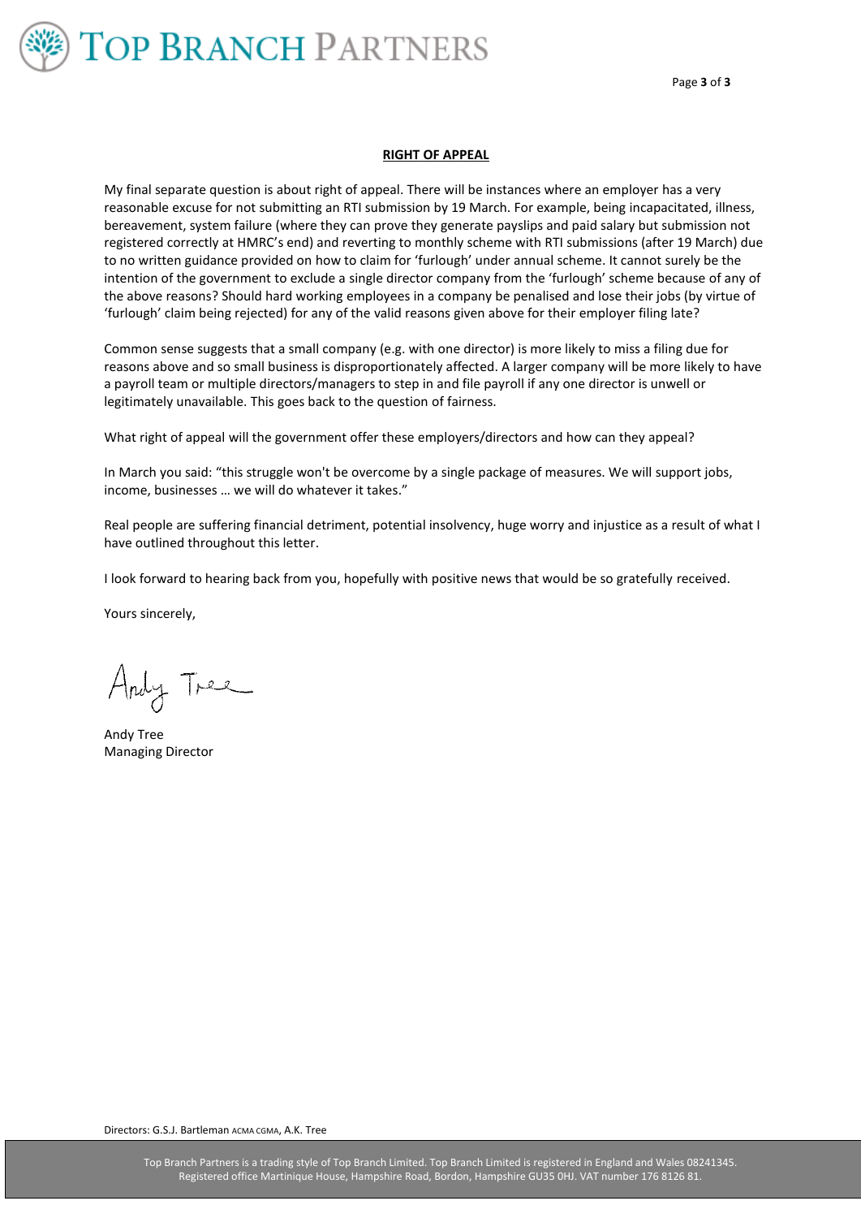**RIGHT OF APPEAL**

My final separate question is about right of appeal. There will be instances where an employer has a very reasonable excuse for not submitting an RTI submission by 19 March. For example, being incapacitated, illness, bereavement, system failure (where they can prove they generate payslips and paid salary but submission not registered correctly at HMRC's end) and reverting to monthly scheme with RTI submissions (after 19 March) due to no written guidance provided on how to claim for 'furlough' under annual scheme. It cannot surely be the intention of the government to exclude a single director company from the 'furlough' scheme because of any of the above reasons? Should hard working employees in a company be penalised and lose their jobs (by virtue of 'furlough' claim being rejected) for any of the valid reasons given above for their employer filing late?

Common sense suggests that a small company (e.g. with one director) is more likely to miss a filing due for reasons above and so small business is disproportionately affected. A larger company will be more likely to have a payroll team or multiple directors/managers to step in and file payroll if any one director is unwell or legitimately unavailable. This goes back to the question of fairness.

What right of appeal will the government offer these employers/directors and how can they appeal?

In March you said: "this struggle won't be overcome by a single package of measures. We will support jobs, income, businesses … we will do whatever it takes."

Real people are suffering financial detriment, potential insolvency, huge worry and injustice as a result of what I have outlined throughout this letter.

I look forward to hearing back from you, hopefully with positive news that would be so gratefully received.

Yours sincerely,

Andy Tree

Andy Tree
Managing Director

Directors: G.S.J. Bartleman ACMA CGMA, A.K. Tree

Top Branch Partners is a trading style of Top Branch Limited. Top Branch Limited is registered in England and Wales 08241345. Registered office Martinique House, Hampshire Road, Bordon, Hampshire GU35 0HJ. VAT number 176 8126 81.